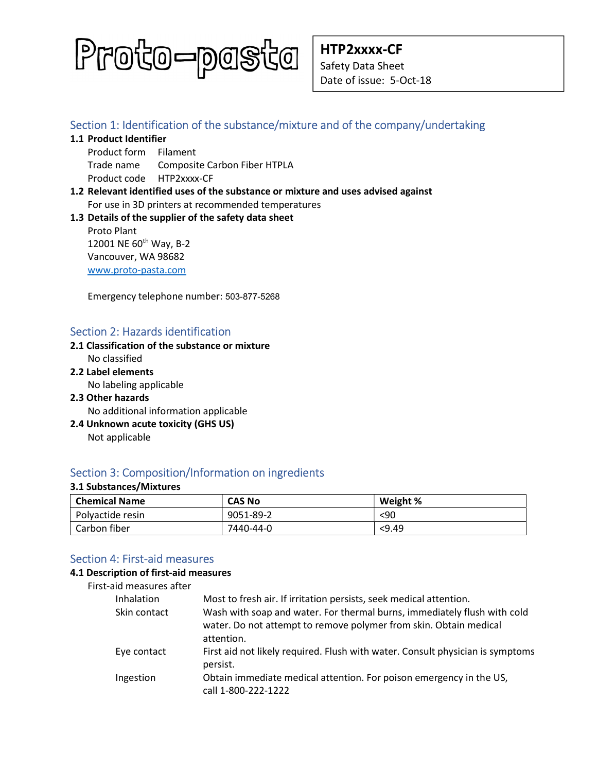Proto-pasta

**HTP2xxxx-CF**
Safety Data Sheet
Date of issue: 5-Oct-18

## Section 1: Identification of the substance/mixture and of the company/undertaking

### 1.1 Product Identifier

Product form Filament
Trade name Composite Carbon Fiber HTPLA
Product code HTP2xxxx-CF

### 1.2 Relevant identified uses of the substance or mixture and uses advised against

For use in 3D printers at recommended temperatures

### 1.3 Details of the supplier of the safety data sheet

Proto Plant
12001 NE 60th Way, B-2
Vancouver, WA 98682
www.proto-pasta.com

Emergency telephone number: 503-877-5268

## Section 2: Hazards identification

### 2.1 Classification of the substance or mixture

No classified

### 2.2 Label elements

No labeling applicable

### 2.3 Other hazards

No additional information applicable

### 2.4 Unknown acute toxicity (GHS US)

Not applicable

## Section 3: Composition/Information on ingredients

### 3.1 Substances/Mixtures

| Chemical Name | CAS No | Weight % |
|---|---|---|
| Polyactide resin | 9051-89-2 | <90 |
| Carbon fiber | 7440-44-0 | <9.49 |

## Section 4: First-aid measures

### 4.1 Description of first-aid measures

First-aid measures after

- Inhalation: Most to fresh air. If irritation persists, seek medical attention.
- Skin contact: Wash with soap and water. For thermal burns, immediately flush with cold water. Do not attempt to remove polymer from skin. Obtain medical attention.
- Eye contact: First aid not likely required. Flush with water. Consult physician is symptoms persist.
- Ingestion: Obtain immediate medical attention. For poison emergency in the US, call 1-800-222-1222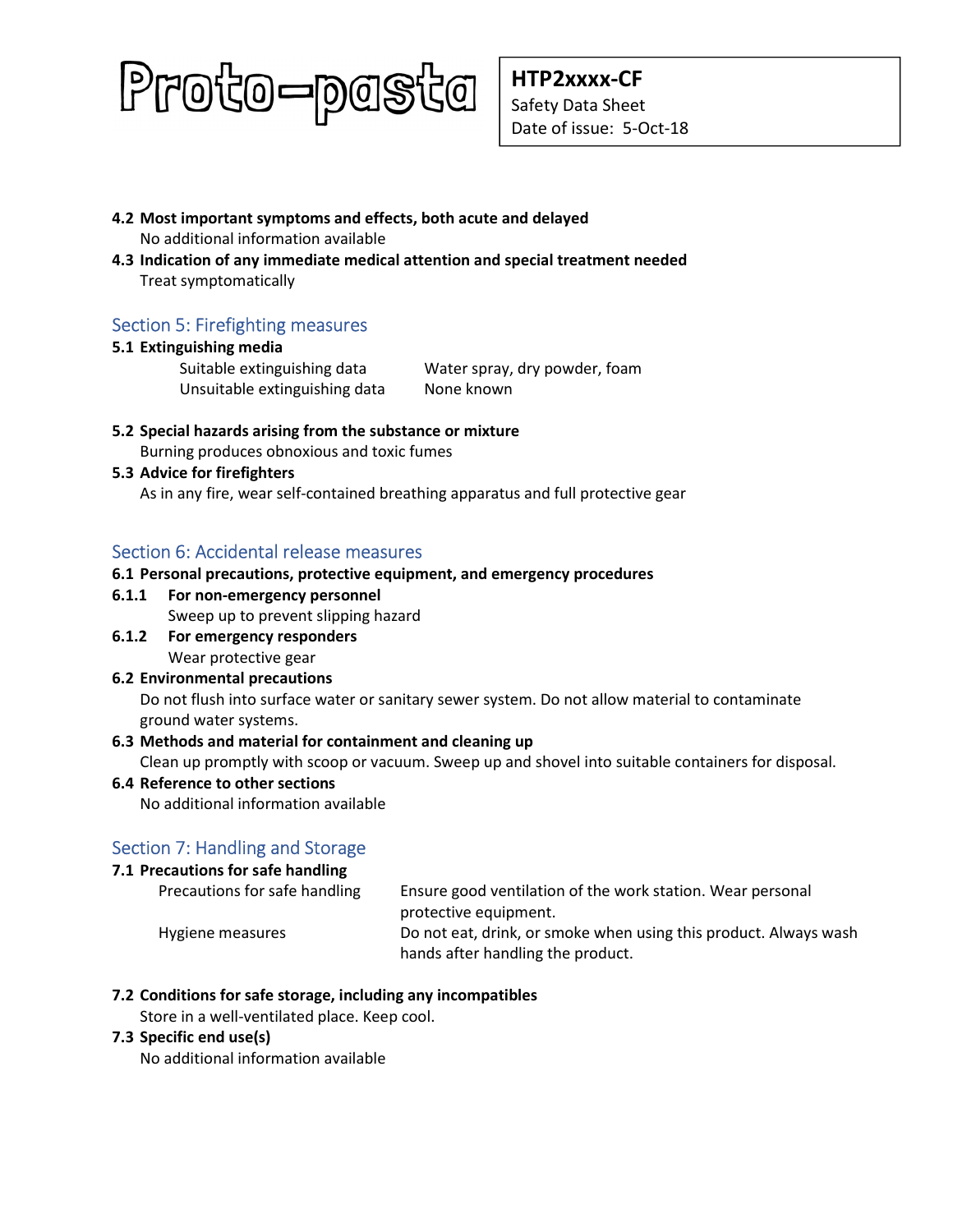**4.2 Most important symptoms and effects, both acute and delayed**

No additional information available

**4.3 Indication of any immediate medical attention and special treatment needed**

Treat symptomatically

## Section 5: Firefighting measures

**5.1 Extinguishing media**

| | |
|---|---|
| Suitable extinguishing data | Water spray, dry powder, foam |
| Unsuitable extinguishing data | None known |

**5.2 Special hazards arising from the substance or mixture**

Burning produces obnoxious and toxic fumes

**5.3 Advice for firefighters**

As in any fire, wear self-contained breathing apparatus and full protective gear

## Section 6: Accidental release measures

**6.1 Personal precautions, protective equipment, and emergency procedures**

**6.1.1 For non-emergency personnel**

Sweep up to prevent slipping hazard

**6.1.2 For emergency responders**

Wear protective gear

**6.2 Environmental precautions**

Do not flush into surface water or sanitary sewer system. Do not allow material to contaminate ground water systems.

**6.3 Methods and material for containment and cleaning up**

Clean up promptly with scoop or vacuum. Sweep up and shovel into suitable containers for disposal.

**6.4 Reference to other sections**

No additional information available

## Section 7: Handling and Storage

**7.1 Precautions for safe handling**

| | |
|---|---|
| Precautions for safe handling | Ensure good ventilation of the work station. Wear personal protective equipment. |
| Hygiene measures | Do not eat, drink, or smoke when using this product. Always wash hands after handling the product. |

**7.2 Conditions for safe storage, including any incompatibles**

Store in a well-ventilated place. Keep cool.

**7.3 Specific end use(s)**

No additional information available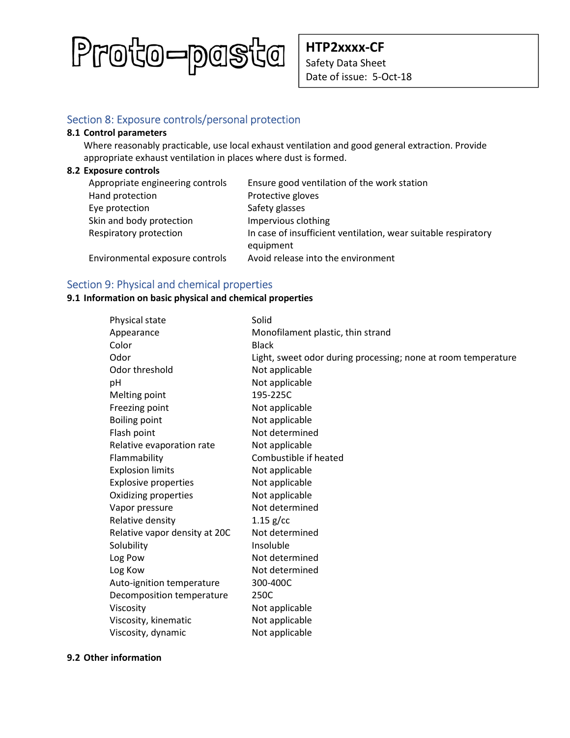## Section 8: Exposure controls/personal protection

### 8.1 Control parameters

Where reasonably practicable, use local exhaust ventilation and good general extraction. Provide appropriate exhaust ventilation in places where dust is formed.

### 8.2 Exposure controls

| | |
|---|---|
| Appropriate engineering controls | Ensure good ventilation of the work station |
| Hand protection | Protective gloves |
| Eye protection | Safety glasses |
| Skin and body protection | Impervious clothing |
| Respiratory protection | In case of insufficient ventilation, wear suitable respiratory equipment |
| Environmental exposure controls | Avoid release into the environment |

## Section 9: Physical and chemical properties

### 9.1 Information on basic physical and chemical properties

| | |
|---|---|
| Physical state | Solid |
| Appearance | Monofilament plastic, thin strand |
| Color | Black |
| Odor | Light, sweet odor during processing; none at room temperature |
| Odor threshold | Not applicable |
| pH | Not applicable |
| Melting point | 195-225C |
| Freezing point | Not applicable |
| Boiling point | Not applicable |
| Flash point | Not determined |
| Relative evaporation rate | Not applicable |
| Flammability | Combustible if heated |
| Explosion limits | Not applicable |
| Explosive properties | Not applicable |
| Oxidizing properties | Not applicable |
| Vapor pressure | Not determined |
| Relative density | 1.15 g/cc |
| Relative vapor density at 20C | Not determined |
| Solubility | Insoluble |
| Log Pow | Not determined |
| Log Kow | Not determined |
| Auto-ignition temperature | 300-400C |
| Decomposition temperature | 250C |
| Viscosity | Not applicable |
| Viscosity, kinematic | Not applicable |
| Viscosity, dynamic | Not applicable |

### 9.2 Other information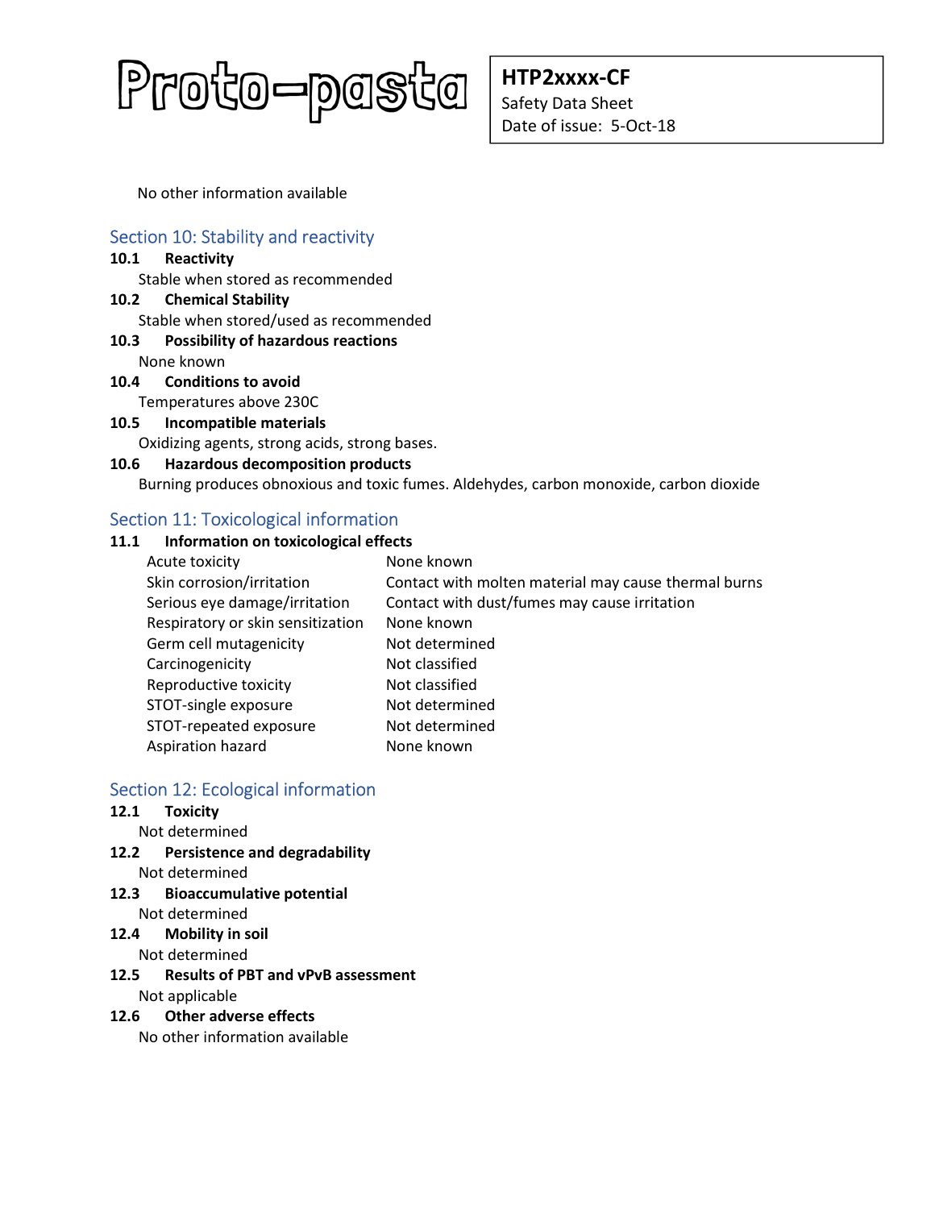No other information available

## Section 10: Stability and reactivity

**10.1 Reactivity**

Stable when stored as recommended

**10.2 Chemical Stability**

Stable when stored/used as recommended

**10.3 Possibility of hazardous reactions**

None known

**10.4 Conditions to avoid**

Temperatures above 230C

**10.5 Incompatible materials**

Oxidizing agents, strong acids, strong bases.

**10.6 Hazardous decomposition products**

Burning produces obnoxious and toxic fumes. Aldehydes, carbon monoxide, carbon dioxide

## Section 11: Toxicological information

**11.1 Information on toxicological effects**

| | |
|---|---|
| Acute toxicity | None known |
| Skin corrosion/irritation | Contact with molten material may cause thermal burns |
| Serious eye damage/irritation | Contact with dust/fumes may cause irritation |
| Respiratory or skin sensitization | None known |
| Germ cell mutagenicity | Not determined |
| Carcinogenicity | Not classified |
| Reproductive toxicity | Not classified |
| STOT-single exposure | Not determined |
| STOT-repeated exposure | Not determined |
| Aspiration hazard | None known |

## Section 12: Ecological information

**12.1 Toxicity**

Not determined

**12.2 Persistence and degradability**

Not determined

**12.3 Bioaccumulative potential**

Not determined

**12.4 Mobility in soil**

Not determined

**12.5 Results of PBT and vPvB assessment**

Not applicable

**12.6 Other adverse effects**

No other information available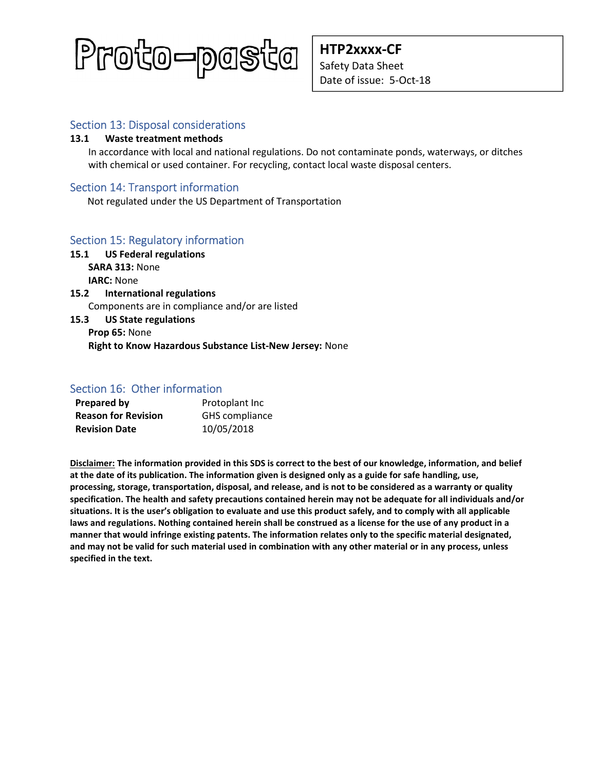## Section 13: Disposal considerations

**13.1 Waste treatment methods**

In accordance with local and national regulations. Do not contaminate ponds, waterways, or ditches with chemical or used container. For recycling, contact local waste disposal centers.

## Section 14: Transport information

Not regulated under the US Department of Transportation

## Section 15: Regulatory information

**15.1 US Federal regulations**

**SARA 313:** None

**IARC:** None

**15.2 International regulations**

Components are in compliance and/or are listed

**15.3 US State regulations**

**Prop 65:** None

**Right to Know Hazardous Substance List-New Jersey:** None

## Section 16: Other information

| | |
|---|---|
| **Prepared by** | Protoplant Inc |
| **Reason for Revision** | GHS compliance |
| **Revision Date** | 10/05/2018 |

**<u>Disclaimer:</u> The information provided in this SDS is correct to the best of our knowledge, information, and belief at the date of its publication. The information given is designed only as a guide for safe handling, use, processing, storage, transportation, disposal, and release, and is not to be considered as a warranty or quality specification. The health and safety precautions contained herein may not be adequate for all individuals and/or situations. It is the user's obligation to evaluate and use this product safely, and to comply with all applicable laws and regulations. Nothing contained herein shall be construed as a license for the use of any product in a manner that would infringe existing patents. The information relates only to the specific material designated, and may not be valid for such material used in combination with any other material or in any process, unless specified in the text.**